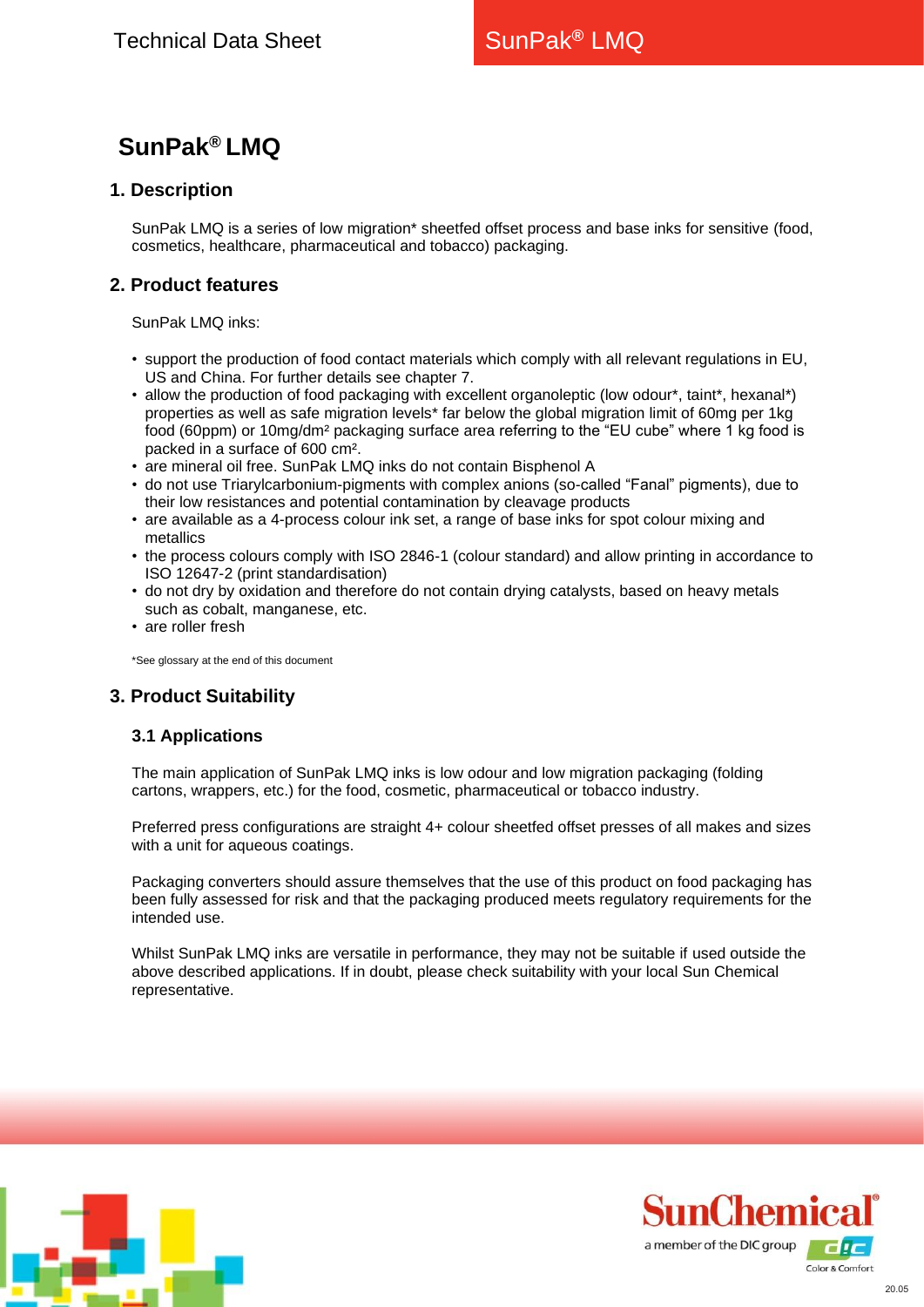# SunPak® LMQ

## 1. Description

SunPak LMQ is a series of low migration* sheetfed offset process and base inks for sensitive (food, cosmetics, healthcare, pharmaceutical and tobacco) packaging.

## 2. Product features

SunPak LMQ inks:

- support the production of food contact materials which comply with all relevant regulations in EU, US and China. For further details see chapter 7.
- allow the production of food packaging with excellent organoleptic (low odour*, taint*, hexanal*) properties as well as safe migration levels* far below the global migration limit of 60mg per 1kg food (60ppm) or 10mg/dm² packaging surface area referring to the "EU cube" where 1 kg food is packed in a surface of 600 cm².
- are mineral oil free. SunPak LMQ inks do not contain Bisphenol A
- do not use Triarylcarbonium-pigments with complex anions (so-called "Fanal" pigments), due to their low resistances and potential contamination by cleavage products
- are available as a 4-process colour ink set, a range of base inks for spot colour mixing and metallics
- the process colours comply with ISO 2846-1 (colour standard) and allow printing in accordance to ISO 12647-2 (print standardisation)
- do not dry by oxidation and therefore do not contain drying catalysts, based on heavy metals such as cobalt, manganese, etc.
- are roller fresh

*See glossary at the end of this document

## 3. Product Suitability

### 3.1 Applications

The main application of SunPak LMQ inks is low odour and low migration packaging (folding cartons, wrappers, etc.) for the food, cosmetic, pharmaceutical or tobacco industry.

Preferred press configurations are straight 4+ colour sheetfed offset presses of all makes and sizes with a unit for aqueous coatings.

Packaging converters should assure themselves that the use of this product on food packaging has been fully assessed for risk and that the packaging produced meets regulatory requirements for the intended use.

Whilst SunPak LMQ inks are versatile in performance, they may not be suitable if used outside the above described applications. If in doubt, please check suitability with your local Sun Chemical representative.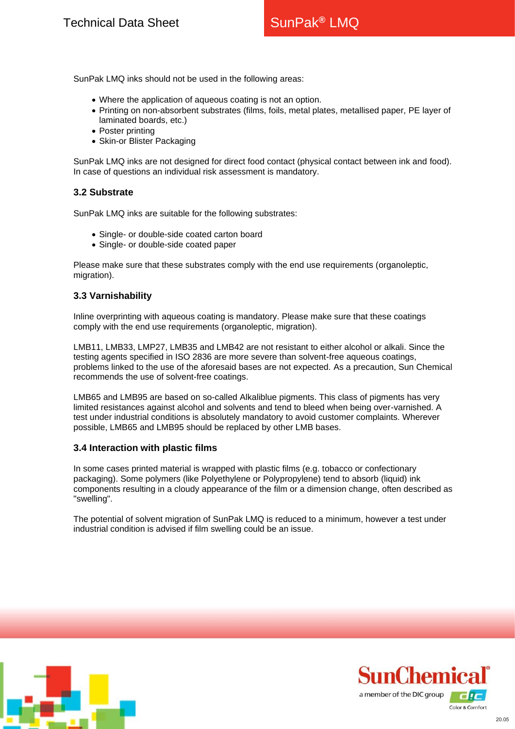SunPak LMQ inks should not be used in the following areas:

- Where the application of aqueous coating is not an option.
- Printing on non-absorbent substrates (films, foils, metal plates, metallised paper, PE layer of laminated boards, etc.)
- Poster printing
- Skin-or Blister Packaging

SunPak LMQ inks are not designed for direct food contact (physical contact between ink and food). In case of questions an individual risk assessment is mandatory.

### 3.2 Substrate

SunPak LMQ inks are suitable for the following substrates:

- Single- or double-side coated carton board
- Single- or double-side coated paper

Please make sure that these substrates comply with the end use requirements (organoleptic, migration).

### 3.3 Varnishability

Inline overprinting with aqueous coating is mandatory. Please make sure that these coatings comply with the end use requirements (organoleptic, migration).

LMB11, LMB33, LMP27, LMB35 and LMB42 are not resistant to either alcohol or alkali. Since the testing agents specified in ISO 2836 are more severe than solvent-free aqueous coatings, problems linked to the use of the aforesaid bases are not expected. As a precaution, Sun Chemical recommends the use of solvent-free coatings.

LMB65 and LMB95 are based on so-called Alkaliblue pigments. This class of pigments has very limited resistances against alcohol and solvents and tend to bleed when being over-varnished. A test under industrial conditions is absolutely mandatory to avoid customer complaints. Wherever possible, LMB65 and LMB95 should be replaced by other LMB bases.

### 3.4 Interaction with plastic films

In some cases printed material is wrapped with plastic films (e.g. tobacco or confectionary packaging). Some polymers (like Polyethylene or Polypropylene) tend to absorb (liquid) ink components resulting in a cloudy appearance of the film or a dimension change, often described as "swelling".

The potential of solvent migration of SunPak LMQ is reduced to a minimum, however a test under industrial condition is advised if film swelling could be an issue.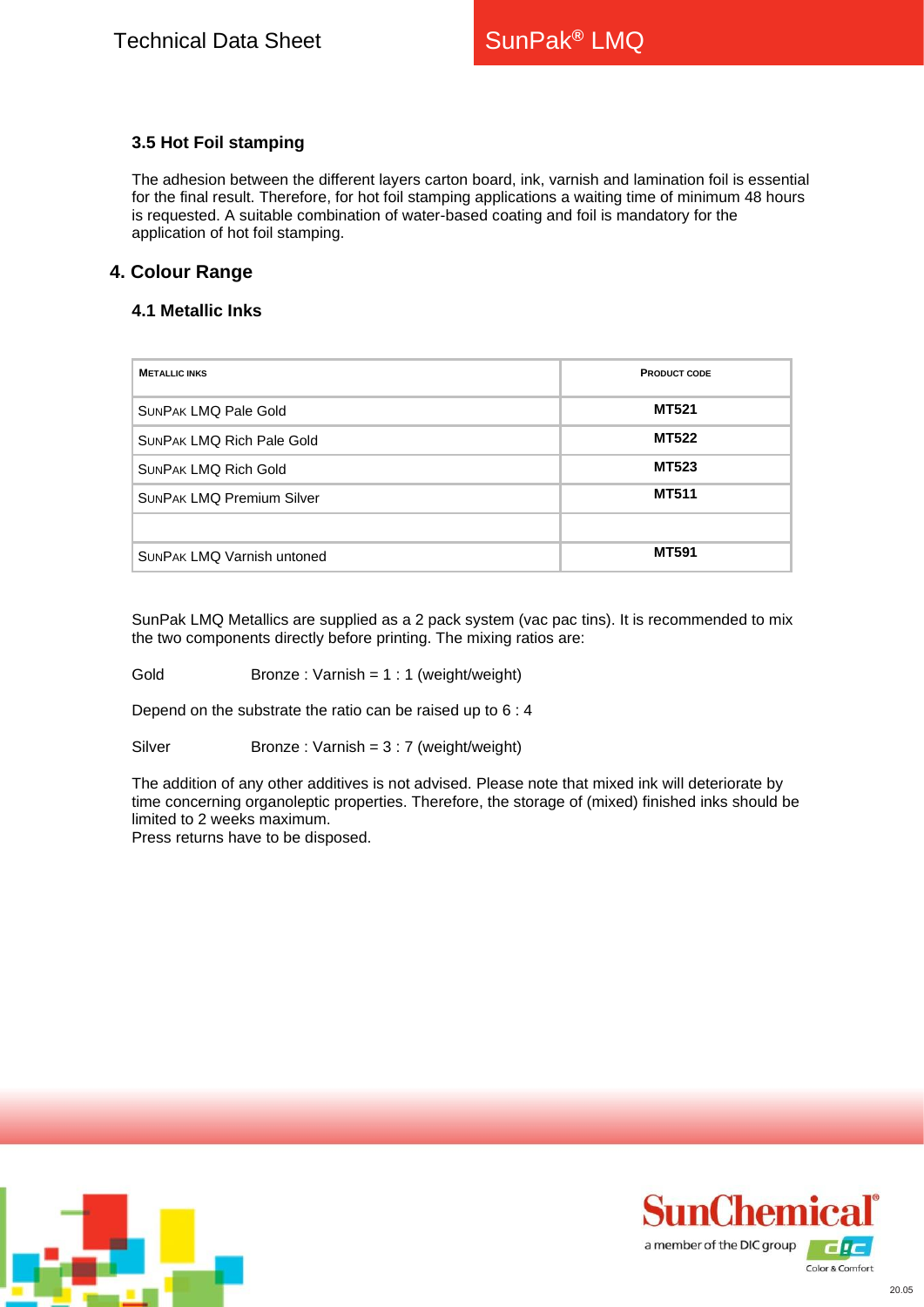### 3.5 Hot Foil stamping

The adhesion between the different layers carton board, ink, varnish and lamination foil is essential for the final result. Therefore, for hot foil stamping applications a waiting time of minimum 48 hours is requested. A suitable combination of water-based coating and foil is mandatory for the application of hot foil stamping.

## 4. Colour Range

### 4.1 Metallic Inks

| METALLIC INKS | PRODUCT CODE |
|---|---|
| SUNPAK LMQ Pale Gold | **MT521** |
| SUNPAK LMQ Rich Pale Gold | **MT522** |
| SUNPAK LMQ Rich Gold | **MT523** |
| SUNPAK LMQ Premium Silver | **MT511** |
| | |
| SUNPAK LMQ Varnish untoned | **MT591** |

SunPak LMQ Metallics are supplied as a 2 pack system (vac pac tins). It is recommended to mix the two components directly before printing. The mixing ratios are:

Gold Bronze : Varnish = 1 : 1 (weight/weight)

Depend on the substrate the ratio can be raised up to 6 : 4

Silver Bronze : Varnish = 3 : 7 (weight/weight)

The addition of any other additives is not advised. Please note that mixed ink will deteriorate by time concerning organoleptic properties. Therefore, the storage of (mixed) finished inks should be limited to 2 weeks maximum.
Press returns have to be disposed.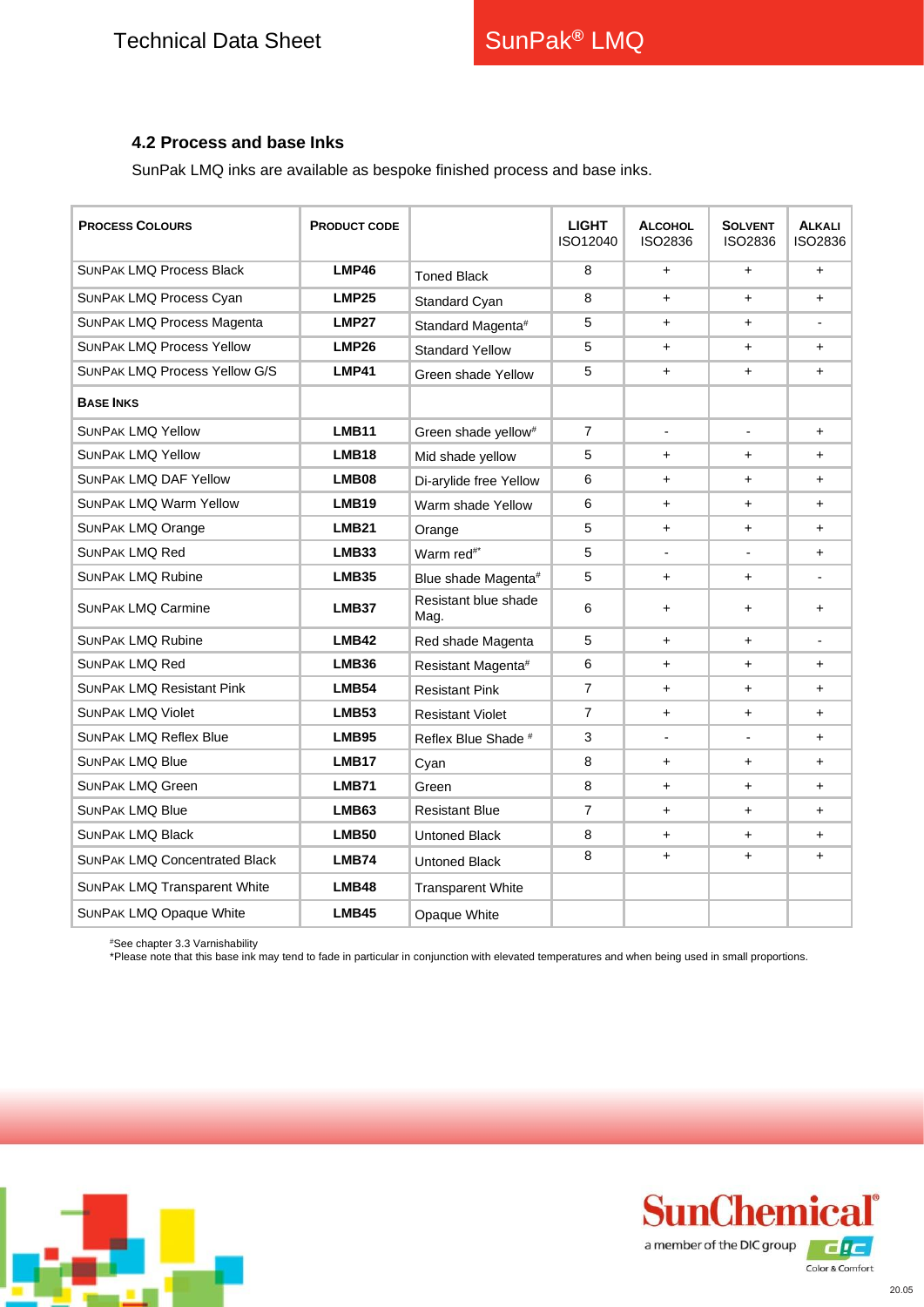## 4.2 Process and base Inks

SunPak LMQ inks are available as bespoke finished process and base inks.

| PROCESS COLOURS | PRODUCT CODE | | LIGHT ISO12040 | ALCOHOL ISO2836 | SOLVENT ISO2836 | ALKALI ISO2836 |
|---|---|---|---|---|---|---|
| SUNPAK LMQ Process Black | **LMP46** | Toned Black | 8 | + | + | + |
| SUNPAK LMQ Process Cyan | **LMP25** | Standard Cyan | 8 | + | + | + |
| SUNPAK LMQ Process Magenta | **LMP27** | Standard Magenta# | 5 | + | + | - |
| SUNPAK LMQ Process Yellow | **LMP26** | Standard Yellow | 5 | + | + | + |
| SUNPAK LMQ Process Yellow G/S | **LMP41** | Green shade Yellow | 5 | + | + | + |
| **BASE INKS** | | | | | | |
| SUNPAK LMQ Yellow | **LMB11** | Green shade yellow# | 7 | - | - | + |
| SUNPAK LMQ Yellow | **LMB18** | Mid shade yellow | 5 | + | + | + |
| SUNPAK LMQ DAF Yellow | **LMB08** | Di-arylide free Yellow | 6 | + | + | + |
| SUNPAK LMQ Warm Yellow | **LMB19** | Warm shade Yellow | 6 | + | + | + |
| SUNPAK LMQ Orange | **LMB21** | Orange | 5 | + | + | + |
| SUNPAK LMQ Red | **LMB33** | Warm red#* | 5 | - | - | + |
| SUNPAK LMQ Rubine | **LMB35** | Blue shade Magenta# | 5 | + | + | - |
| SUNPAK LMQ Carmine | **LMB37** | Resistant blue shade Mag. | 6 | + | + | + |
| SUNPAK LMQ Rubine | **LMB42** | Red shade Magenta | 5 | + | + | - |
| SUNPAK LMQ Red | **LMB36** | Resistant Magenta# | 6 | + | + | + |
| SUNPAK LMQ Resistant Pink | **LMB54** | Resistant Pink | 7 | + | + | + |
| SUNPAK LMQ Violet | **LMB53** | Resistant Violet | 7 | + | + | + |
| SUNPAK LMQ Reflex Blue | **LMB95** | Reflex Blue Shade # | 3 | - | - | + |
| SUNPAK LMQ Blue | **LMB17** | Cyan | 8 | + | + | + |
| SUNPAK LMQ Green | **LMB71** | Green | 8 | + | + | + |
| SUNPAK LMQ Blue | **LMB63** | Resistant Blue | 7 | + | + | + |
| SUNPAK LMQ Black | **LMB50** | Untoned Black | 8 | + | + | + |
| SUNPAK LMQ Concentrated Black | **LMB74** | Untoned Black | 8 | + | + | + |
| SUNPAK LMQ Transparent White | **LMB48** | Transparent White | | | | |
| SUNPAK LMQ Opaque White | **LMB45** | Opaque White | | | | |

#See chapter 3.3 Varnishability
*Please note that this base ink may tend to fade in particular in conjunction with elevated temperatures and when being used in small proportions.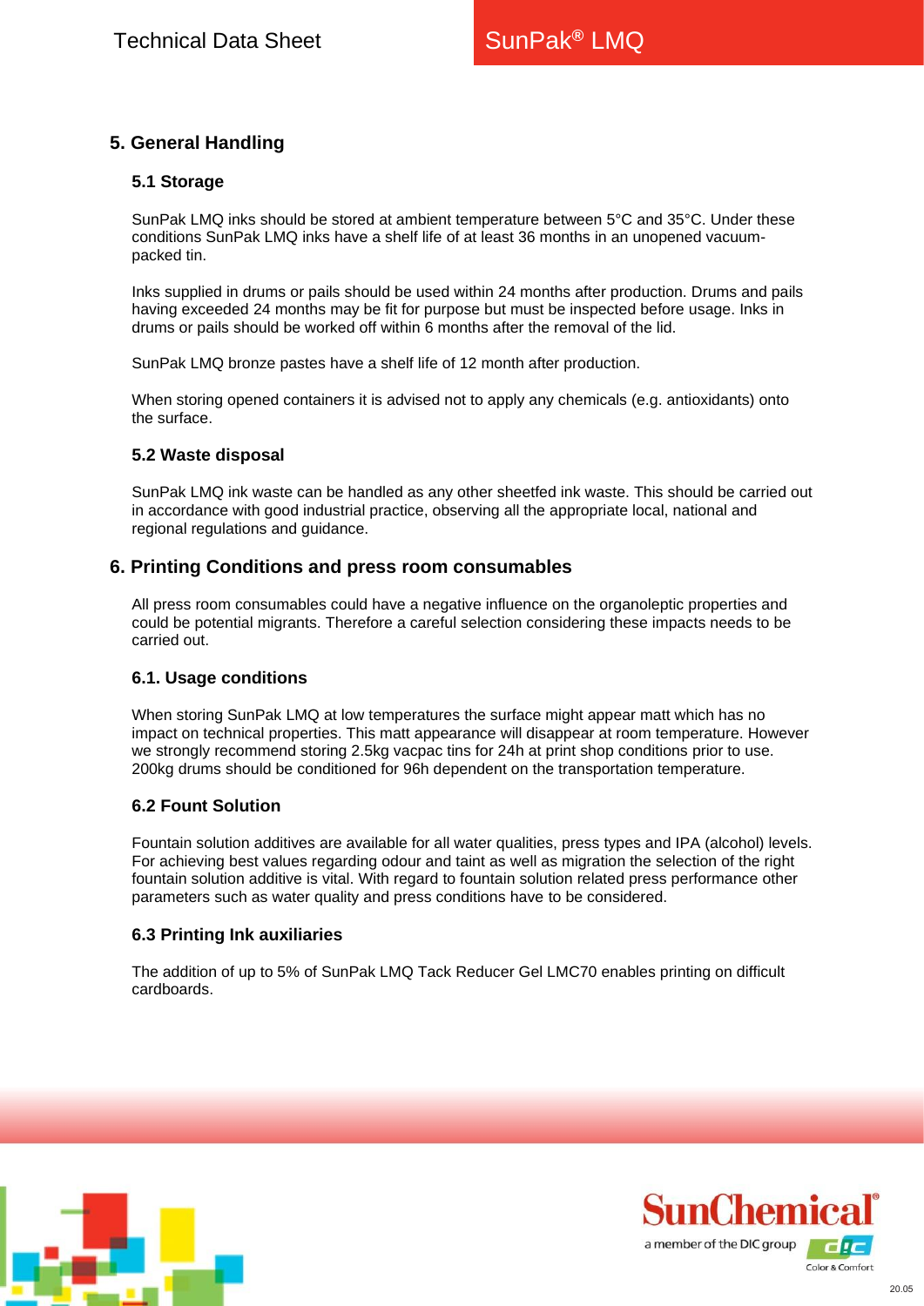## 5. General Handling

### 5.1 Storage

SunPak LMQ inks should be stored at ambient temperature between 5°C and 35°C. Under these conditions SunPak LMQ inks have a shelf life of at least 36 months in an unopened vacuum-packed tin.

Inks supplied in drums or pails should be used within 24 months after production. Drums and pails having exceeded 24 months may be fit for purpose but must be inspected before usage. Inks in drums or pails should be worked off within 6 months after the removal of the lid.

SunPak LMQ bronze pastes have a shelf life of 12 month after production.

When storing opened containers it is advised not to apply any chemicals (e.g. antioxidants) onto the surface.

### 5.2 Waste disposal

SunPak LMQ ink waste can be handled as any other sheetfed ink waste. This should be carried out in accordance with good industrial practice, observing all the appropriate local, national and regional regulations and guidance.

## 6. Printing Conditions and press room consumables

All press room consumables could have a negative influence on the organoleptic properties and could be potential migrants. Therefore a careful selection considering these impacts needs to be carried out.

### 6.1. Usage conditions

When storing SunPak LMQ at low temperatures the surface might appear matt which has no impact on technical properties. This matt appearance will disappear at room temperature. However we strongly recommend storing 2.5kg vacpac tins for 24h at print shop conditions prior to use. 200kg drums should be conditioned for 96h dependent on the transportation temperature.

### 6.2 Fount Solution

Fountain solution additives are available for all water qualities, press types and IPA (alcohol) levels. For achieving best values regarding odour and taint as well as migration the selection of the right fountain solution additive is vital. With regard to fountain solution related press performance other parameters such as water quality and press conditions have to be considered.

### 6.3 Printing Ink auxiliaries

The addition of up to 5% of SunPak LMQ Tack Reducer Gel LMC70 enables printing on difficult cardboards.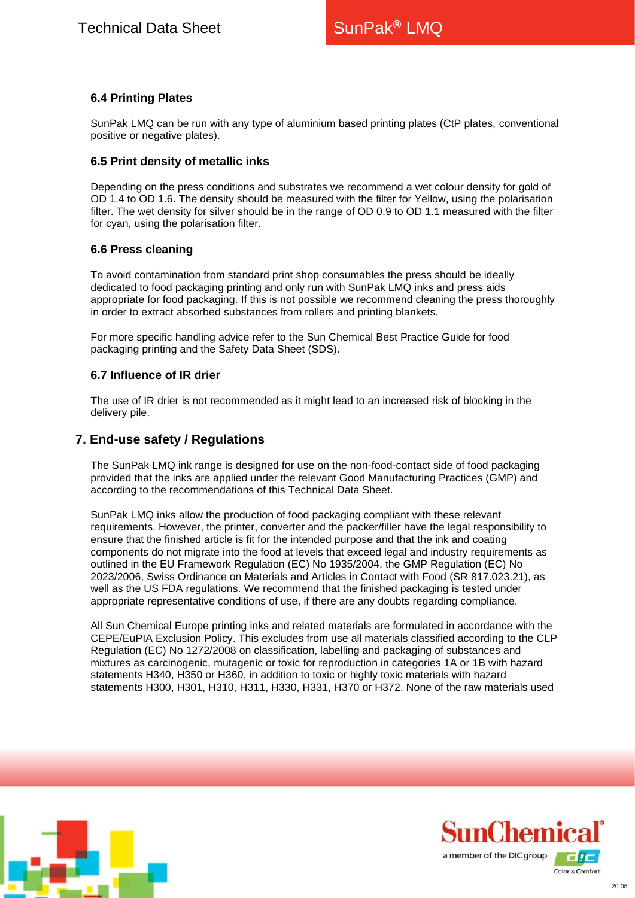### 6.4 Printing Plates

SunPak LMQ can be run with any type of aluminium based printing plates (CtP plates, conventional positive or negative plates).

### 6.5 Print density of metallic inks

Depending on the press conditions and substrates we recommend a wet colour density for gold of OD 1.4 to OD 1.6. The density should be measured with the filter for Yellow, using the polarisation filter. The wet density for silver should be in the range of OD 0.9 to OD 1.1 measured with the filter for cyan, using the polarisation filter.

### 6.6 Press cleaning

To avoid contamination from standard print shop consumables the press should be ideally dedicated to food packaging printing and only run with SunPak LMQ inks and press aids appropriate for food packaging. If this is not possible we recommend cleaning the press thoroughly in order to extract absorbed substances from rollers and printing blankets.

For more specific handling advice refer to the Sun Chemical Best Practice Guide for food packaging printing and the Safety Data Sheet (SDS).

### 6.7 Influence of IR drier

The use of IR drier is not recommended as it might lead to an increased risk of blocking in the delivery pile.

## 7. End-use safety / Regulations

The SunPak LMQ ink range is designed for use on the non-food-contact side of food packaging provided that the inks are applied under the relevant Good Manufacturing Practices (GMP) and according to the recommendations of this Technical Data Sheet.

SunPak LMQ inks allow the production of food packaging compliant with these relevant requirements. However, the printer, converter and the packer/filler have the legal responsibility to ensure that the finished article is fit for the intended purpose and that the ink and coating components do not migrate into the food at levels that exceed legal and industry requirements as outlined in the EU Framework Regulation (EC) No 1935/2004, the GMP Regulation (EC) No 2023/2006, Swiss Ordinance on Materials and Articles in Contact with Food (SR 817.023.21), as well as the US FDA regulations. We recommend that the finished packaging is tested under appropriate representative conditions of use, if there are any doubts regarding compliance.

All Sun Chemical Europe printing inks and related materials are formulated in accordance with the CEPE/EuPIA Exclusion Policy. This excludes from use all materials classified according to the CLP Regulation (EC) No 1272/2008 on classification, labelling and packaging of substances and mixtures as carcinogenic, mutagenic or toxic for reproduction in categories 1A or 1B with hazard statements H340, H350 or H360, in addition to toxic or highly toxic materials with hazard statements H300, H301, H310, H311, H330, H331, H370 or H372. None of the raw materials used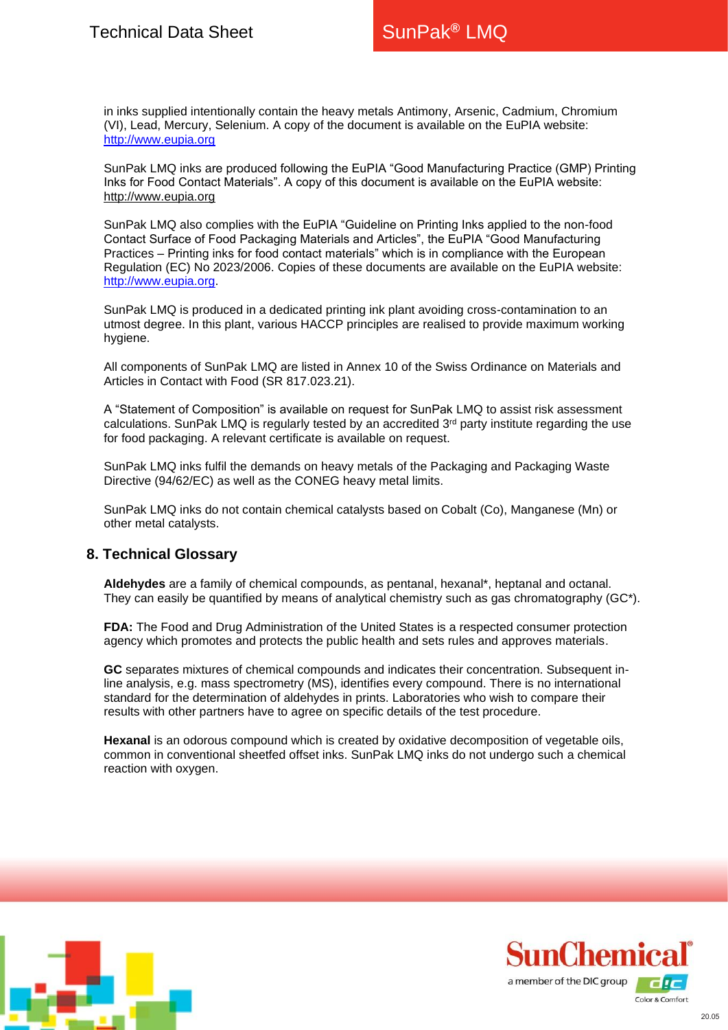in inks supplied intentionally contain the heavy metals Antimony, Arsenic, Cadmium, Chromium (VI), Lead, Mercury, Selenium. A copy of the document is available on the EuPIA website: http://www.eupia.org

SunPak LMQ inks are produced following the EuPIA "Good Manufacturing Practice (GMP) Printing Inks for Food Contact Materials". A copy of this document is available on the EuPIA website: http://www.eupia.org

SunPak LMQ also complies with the EuPIA "Guideline on Printing Inks applied to the non-food Contact Surface of Food Packaging Materials and Articles", the EuPIA "Good Manufacturing Practices – Printing inks for food contact materials" which is in compliance with the European Regulation (EC) No 2023/2006. Copies of these documents are available on the EuPIA website: http://www.eupia.org.

SunPak LMQ is produced in a dedicated printing ink plant avoiding cross-contamination to an utmost degree. In this plant, various HACCP principles are realised to provide maximum working hygiene.

All components of SunPak LMQ are listed in Annex 10 of the Swiss Ordinance on Materials and Articles in Contact with Food (SR 817.023.21).

A "Statement of Composition" is available on request for SunPak LMQ to assist risk assessment calculations. SunPak LMQ is regularly tested by an accredited 3rd party institute regarding the use for food packaging. A relevant certificate is available on request.

SunPak LMQ inks fulfil the demands on heavy metals of the Packaging and Packaging Waste Directive (94/62/EC) as well as the CONEG heavy metal limits.

SunPak LMQ inks do not contain chemical catalysts based on Cobalt (Co), Manganese (Mn) or other metal catalysts.

## 8. Technical Glossary

**Aldehydes** are a family of chemical compounds, as pentanal, hexanal*, heptanal and octanal. They can easily be quantified by means of analytical chemistry such as gas chromatography (GC*).

**FDA:** The Food and Drug Administration of the United States is a respected consumer protection agency which promotes and protects the public health and sets rules and approves materials.

**GC** separates mixtures of chemical compounds and indicates their concentration. Subsequent in-line analysis, e.g. mass spectrometry (MS), identifies every compound. There is no international standard for the determination of aldehydes in prints. Laboratories who wish to compare their results with other partners have to agree on specific details of the test procedure.

**Hexanal** is an odorous compound which is created by oxidative decomposition of vegetable oils, common in conventional sheetfed offset inks. SunPak LMQ inks do not undergo such a chemical reaction with oxygen.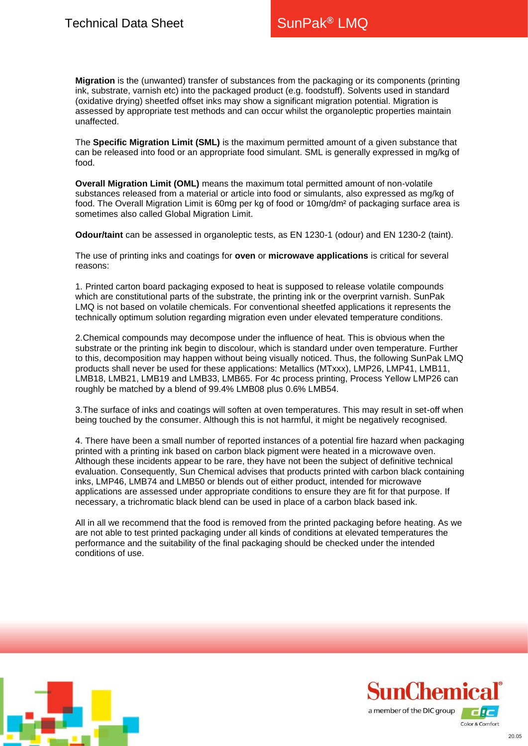**Migration** is the (unwanted) transfer of substances from the packaging or its components (printing ink, substrate, varnish etc) into the packaged product (e.g. foodstuff). Solvents used in standard (oxidative drying) sheetfed offset inks may show a significant migration potential. Migration is assessed by appropriate test methods and can occur whilst the organoleptic properties maintain unaffected.

The **Specific Migration Limit (SML)** is the maximum permitted amount of a given substance that can be released into food or an appropriate food simulant. SML is generally expressed in mg/kg of food.

**Overall Migration Limit (OML)** means the maximum total permitted amount of non-volatile substances released from a material or article into food or simulants, also expressed as mg/kg of food. The Overall Migration Limit is 60mg per kg of food or 10mg/dm² of packaging surface area is sometimes also called Global Migration Limit.

**Odour/taint** can be assessed in organoleptic tests, as EN 1230-1 (odour) and EN 1230-2 (taint).

The use of printing inks and coatings for **oven** or **microwave applications** is critical for several reasons:

1. Printed carton board packaging exposed to heat is supposed to release volatile compounds which are constitutional parts of the substrate, the printing ink or the overprint varnish. SunPak LMQ is not based on volatile chemicals. For conventional sheetfed applications it represents the technically optimum solution regarding migration even under elevated temperature conditions.

2. Chemical compounds may decompose under the influence of heat. This is obvious when the substrate or the printing ink begin to discolour, which is standard under oven temperature. Further to this, decomposition may happen without being visually noticed. Thus, the following SunPak LMQ products shall never be used for these applications: Metallics (MTxxx), LMP26, LMP41, LMB11, LMB18, LMB21, LMB19 and LMB33, LMB65. For 4c process printing, Process Yellow LMP26 can roughly be matched by a blend of 99.4% LMB08 plus 0.6% LMB54.

3. The surface of inks and coatings will soften at oven temperatures. This may result in set-off when being touched by the consumer. Although this is not harmful, it might be negatively recognised.

4. There have been a small number of reported instances of a potential fire hazard when packaging printed with a printing ink based on carbon black pigment were heated in a microwave oven. Although these incidents appear to be rare, they have not been the subject of definitive technical evaluation. Consequently, Sun Chemical advises that products printed with carbon black containing inks, LMP46, LMB74 and LMB50 or blends out of either product, intended for microwave applications are assessed under appropriate conditions to ensure they are fit for that purpose. If necessary, a trichromatic black blend can be used in place of a carbon black based ink.

All in all we recommend that the food is removed from the printed packaging before heating. As we are not able to test printed packaging under all kinds of conditions at elevated temperatures the performance and the suitability of the final packaging should be checked under the intended conditions of use.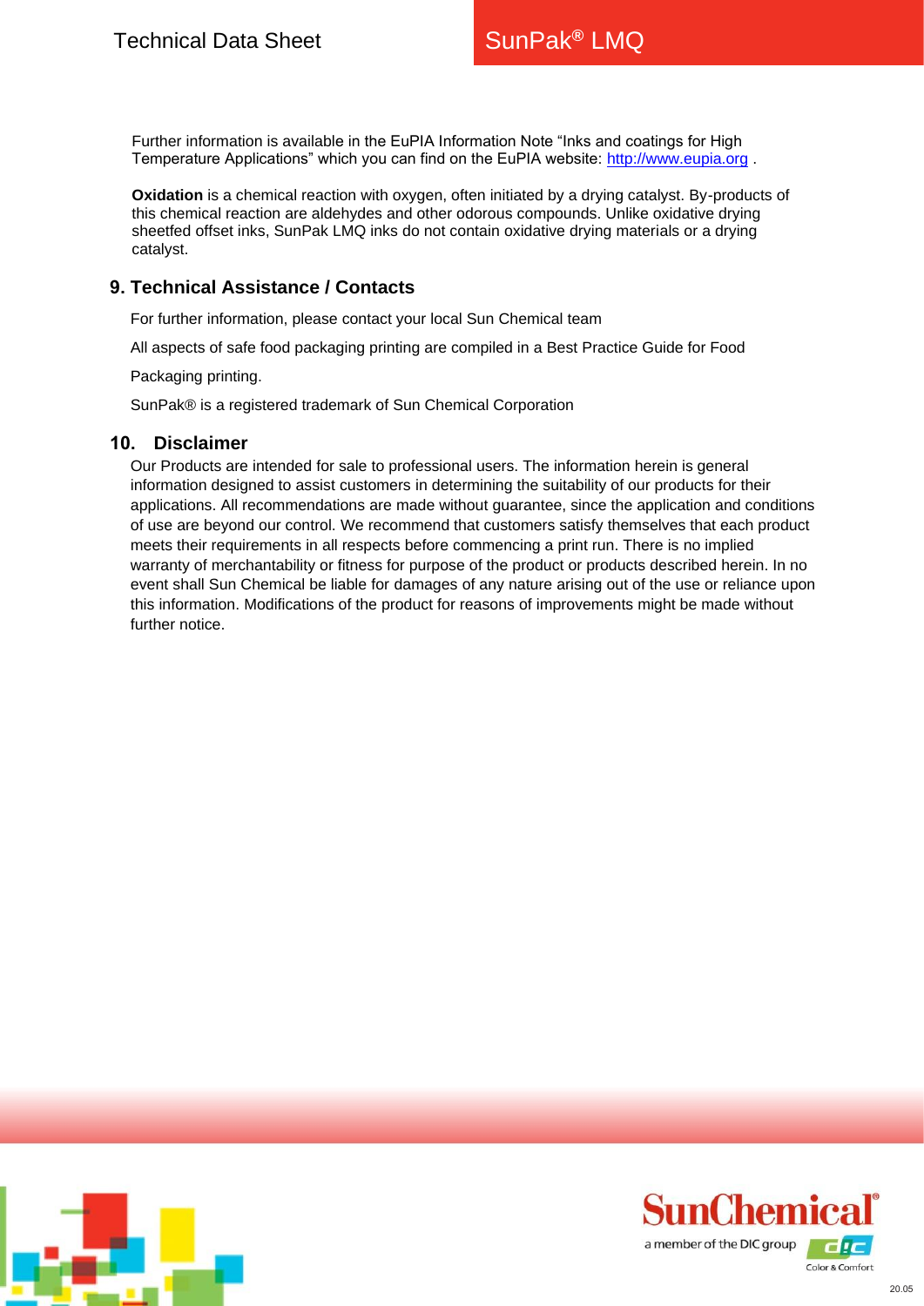Further information is available in the EuPIA Information Note “Inks and coatings for High Temperature Applications” which you can find on the EuPIA website: http://www.eupia.org .

**Oxidation** is a chemical reaction with oxygen, often initiated by a drying catalyst. By-products of this chemical reaction are aldehydes and other odorous compounds. Unlike oxidative drying sheetfed offset inks, SunPak LMQ inks do not contain oxidative drying materials or a drying catalyst.

## 9. Technical Assistance / Contacts

For further information, please contact your local Sun Chemical team

All aspects of safe food packaging printing are compiled in a Best Practice Guide for Food Packaging printing.

SunPak® is a registered trademark of Sun Chemical Corporation

## 10. Disclaimer

Our Products are intended for sale to professional users. The information herein is general information designed to assist customers in determining the suitability of our products for their applications. All recommendations are made without guarantee, since the application and conditions of use are beyond our control. We recommend that customers satisfy themselves that each product meets their requirements in all respects before commencing a print run. There is no implied warranty of merchantability or fitness for purpose of the product or products described herein. In no event shall Sun Chemical be liable for damages of any nature arising out of the use or reliance upon this information. Modifications of the product for reasons of improvements might be made without further notice.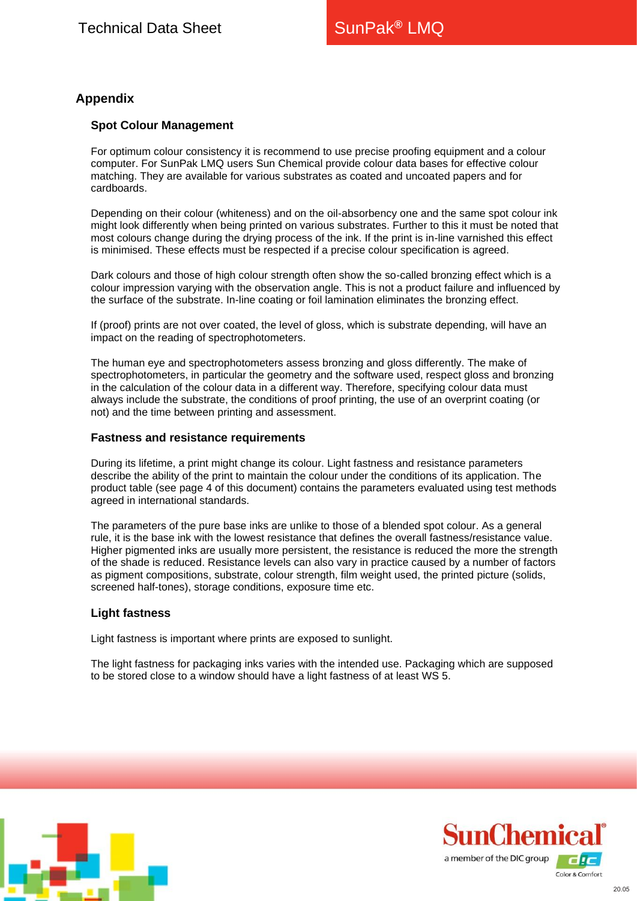## Appendix

### Spot Colour Management

For optimum colour consistency it is recommend to use precise proofing equipment and a colour computer. For SunPak LMQ users Sun Chemical provide colour data bases for effective colour matching. They are available for various substrates as coated and uncoated papers and for cardboards.

Depending on their colour (whiteness) and on the oil-absorbency one and the same spot colour ink might look differently when being printed on various substrates. Further to this it must be noted that most colours change during the drying process of the ink. If the print is in-line varnished this effect is minimised. These effects must be respected if a precise colour specification is agreed.

Dark colours and those of high colour strength often show the so-called bronzing effect which is a colour impression varying with the observation angle. This is not a product failure and influenced by the surface of the substrate. In-line coating or foil lamination eliminates the bronzing effect.

If (proof) prints are not over coated, the level of gloss, which is substrate depending, will have an impact on the reading of spectrophotometers.

The human eye and spectrophotometers assess bronzing and gloss differently. The make of spectrophotometers, in particular the geometry and the software used, respect gloss and bronzing in the calculation of the colour data in a different way. Therefore, specifying colour data must always include the substrate, the conditions of proof printing, the use of an overprint coating (or not) and the time between printing and assessment.

### Fastness and resistance requirements

During its lifetime, a print might change its colour. Light fastness and resistance parameters describe the ability of the print to maintain the colour under the conditions of its application. The product table (see page 4 of this document) contains the parameters evaluated using test methods agreed in international standards.

The parameters of the pure base inks are unlike to those of a blended spot colour. As a general rule, it is the base ink with the lowest resistance that defines the overall fastness/resistance value. Higher pigmented inks are usually more persistent, the resistance is reduced the more the strength of the shade is reduced. Resistance levels can also vary in practice caused by a number of factors as pigment compositions, substrate, colour strength, film weight used, the printed picture (solids, screened half-tones), storage conditions, exposure time etc.

### Light fastness

Light fastness is important where prints are exposed to sunlight.

The light fastness for packaging inks varies with the intended use. Packaging which are supposed to be stored close to a window should have a light fastness of at least WS 5.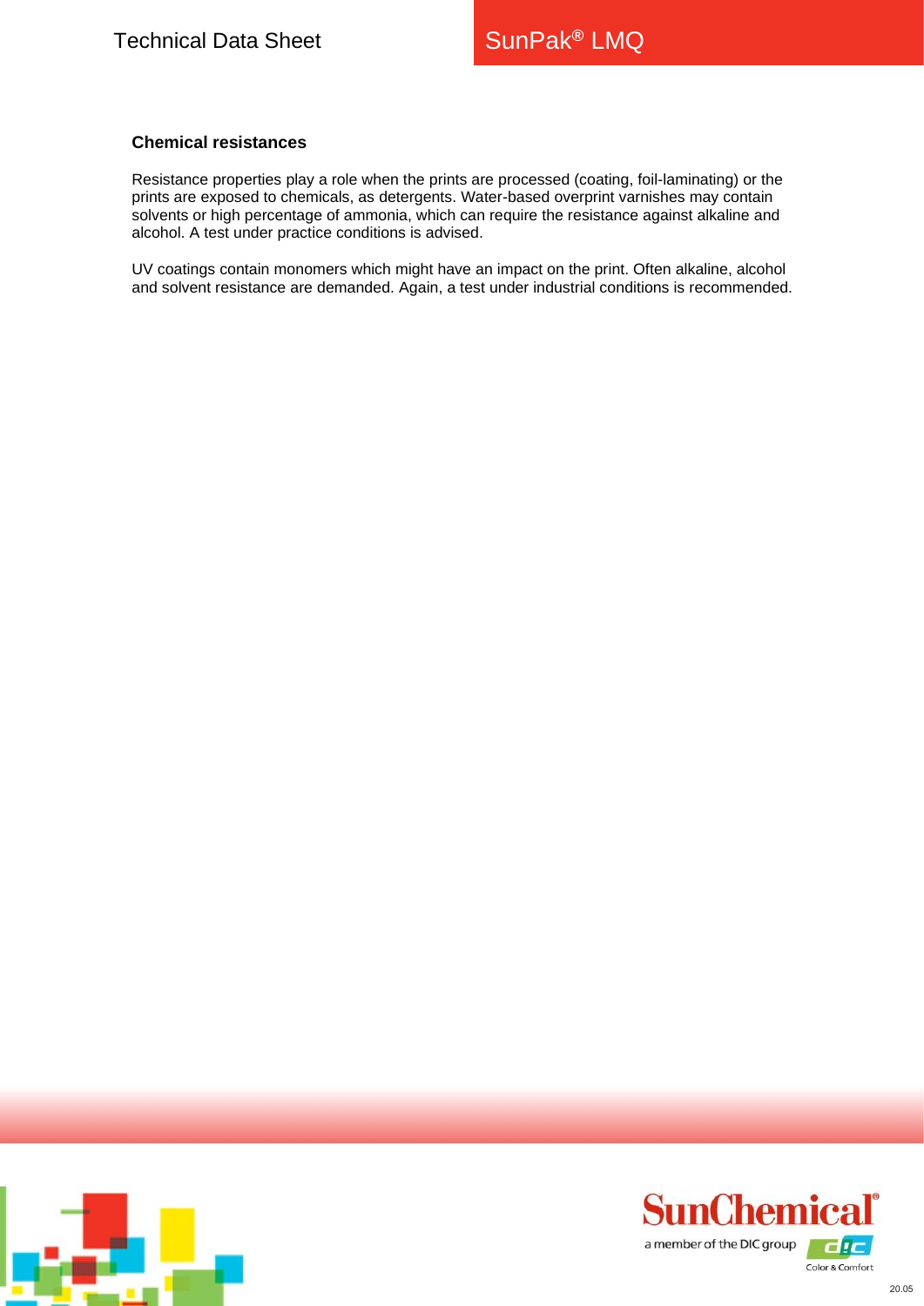### Chemical resistances

Resistance properties play a role when the prints are processed (coating, foil-laminating) or the prints are exposed to chemicals, as detergents. Water-based overprint varnishes may contain solvents or high percentage of ammonia, which can require the resistance against alkaline and alcohol. A test under practice conditions is advised.

UV coatings contain monomers which might have an impact on the print. Often alkaline, alcohol and solvent resistance are demanded. Again, a test under industrial conditions is recommended.